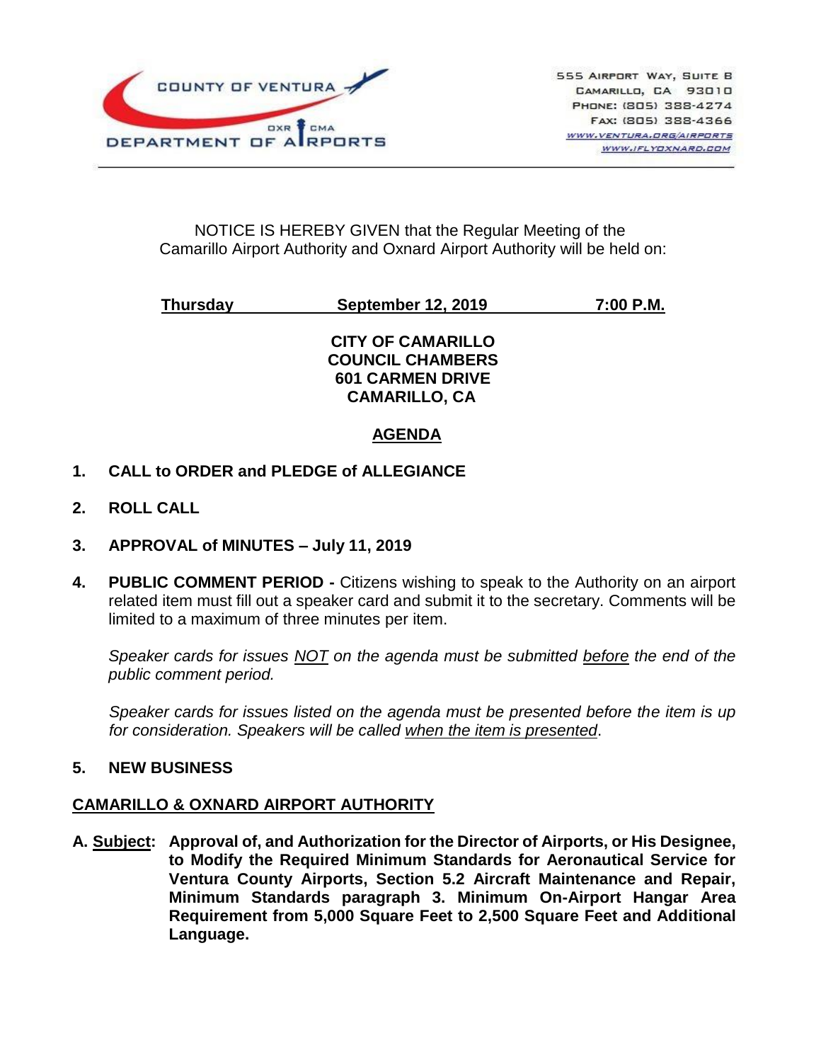COUNTY OF VENTURA
DEPARTMENT OF AIRPORTS
OXR CMA

555 Airport Way, Suite B
Camarillo, CA 93010
Phone: (805) 388-4274
Fax: (805) 388-4366
www.ventura.org/airports
www.iflyoxnard.com

NOTICE IS HEREBY GIVEN that the Regular Meeting of the Camarillo Airport Authority and Oxnard Airport Authority will be held on:

**Thursday** **September 12, 2019** **7:00 P.M.**

**CITY OF CAMARILLO**
**COUNCIL CHAMBERS**
**601 CARMEN DRIVE**
**CAMARILLO, CA**

## AGENDA

**1. CALL to ORDER and PLEDGE of ALLEGIANCE**

**2. ROLL CALL**

**3. APPROVAL of MINUTES – July 11, 2019**

**4. PUBLIC COMMENT PERIOD -** Citizens wishing to speak to the Authority on an airport related item must fill out a speaker card and submit it to the secretary. Comments will be limited to a maximum of three minutes per item.

*Speaker cards for issues NOT on the agenda must be submitted before the end of the public comment period.*

*Speaker cards for issues listed on the agenda must be presented before the item is up for consideration. Speakers will be called when the item is presented.*

**5. NEW BUSINESS**

**CAMARILLO & OXNARD AIRPORT AUTHORITY**

**A. Subject: Approval of, and Authorization for the Director of Airports, or His Designee, to Modify the Required Minimum Standards for Aeronautical Service for Ventura County Airports, Section 5.2 Aircraft Maintenance and Repair, Minimum Standards paragraph 3. Minimum On-Airport Hangar Area Requirement from 5,000 Square Feet to 2,500 Square Feet and Additional Language.**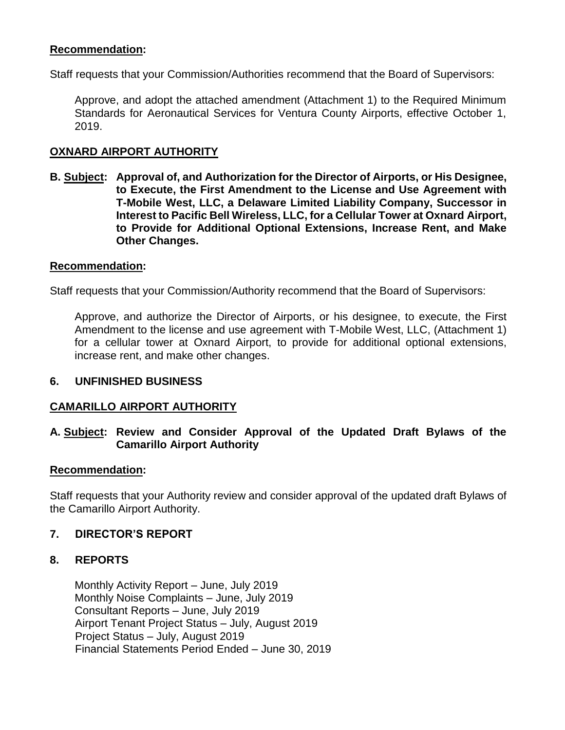**Recommendation:**

Staff requests that your Commission/Authorities recommend that the Board of Supervisors:

Approve, and adopt the attached amendment (Attachment 1) to the Required Minimum Standards for Aeronautical Services for Ventura County Airports, effective October 1, 2019.

**OXNARD AIRPORT AUTHORITY**

**B. Subject: Approval of, and Authorization for the Director of Airports, or His Designee, to Execute, the First Amendment to the License and Use Agreement with T-Mobile West, LLC, a Delaware Limited Liability Company, Successor in Interest to Pacific Bell Wireless, LLC, for a Cellular Tower at Oxnard Airport, to Provide for Additional Optional Extensions, Increase Rent, and Make Other Changes.**

**Recommendation:**

Staff requests that your Commission/Authority recommend that the Board of Supervisors:

Approve, and authorize the Director of Airports, or his designee, to execute, the First Amendment to the license and use agreement with T-Mobile West, LLC, (Attachment 1) for a cellular tower at Oxnard Airport, to provide for additional optional extensions, increase rent, and make other changes.

**6. UNFINISHED BUSINESS**

**CAMARILLO AIRPORT AUTHORITY**

**A. Subject: Review and Consider Approval of the Updated Draft Bylaws of the Camarillo Airport Authority**

**Recommendation:**

Staff requests that your Authority review and consider approval of the updated draft Bylaws of the Camarillo Airport Authority.

**7. DIRECTOR'S REPORT**

**8. REPORTS**

Monthly Activity Report – June, July 2019
Monthly Noise Complaints – June, July 2019
Consultant Reports – June, July 2019
Airport Tenant Project Status – July, August 2019
Project Status – July, August 2019
Financial Statements Period Ended – June 30, 2019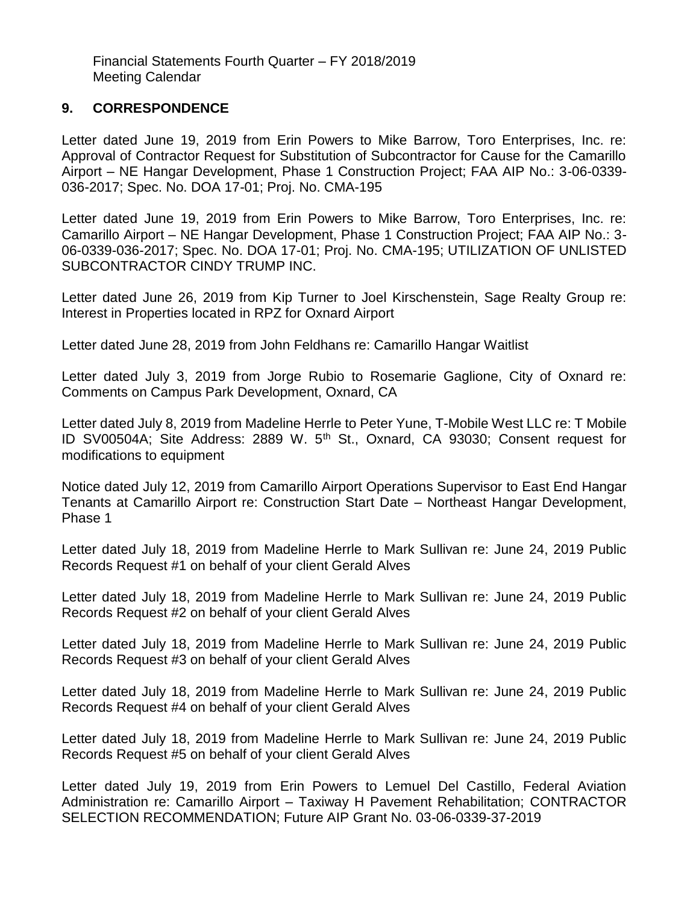Financial Statements Fourth Quarter – FY 2018/2019
Meeting Calendar

## 9. CORRESPONDENCE

Letter dated June 19, 2019 from Erin Powers to Mike Barrow, Toro Enterprises, Inc. re: Approval of Contractor Request for Substitution of Subcontractor for Cause for the Camarillo Airport – NE Hangar Development, Phase 1 Construction Project; FAA AIP No.: 3-06-0339-036-2017; Spec. No. DOA 17-01; Proj. No. CMA-195

Letter dated June 19, 2019 from Erin Powers to Mike Barrow, Toro Enterprises, Inc. re: Camarillo Airport – NE Hangar Development, Phase 1 Construction Project; FAA AIP No.: 3-06-0339-036-2017; Spec. No. DOA 17-01; Proj. No. CMA-195; UTILIZATION OF UNLISTED SUBCONTRACTOR CINDY TRUMP INC.

Letter dated June 26, 2019 from Kip Turner to Joel Kirschenstein, Sage Realty Group re: Interest in Properties located in RPZ for Oxnard Airport

Letter dated June 28, 2019 from John Feldhans re: Camarillo Hangar Waitlist

Letter dated July 3, 2019 from Jorge Rubio to Rosemarie Gaglione, City of Oxnard re: Comments on Campus Park Development, Oxnard, CA

Letter dated July 8, 2019 from Madeline Herrle to Peter Yune, T-Mobile West LLC re: T Mobile ID SV00504A; Site Address: 2889 W. 5th St., Oxnard, CA 93030; Consent request for modifications to equipment

Notice dated July 12, 2019 from Camarillo Airport Operations Supervisor to East End Hangar Tenants at Camarillo Airport re: Construction Start Date – Northeast Hangar Development, Phase 1

Letter dated July 18, 2019 from Madeline Herrle to Mark Sullivan re: June 24, 2019 Public Records Request #1 on behalf of your client Gerald Alves

Letter dated July 18, 2019 from Madeline Herrle to Mark Sullivan re: June 24, 2019 Public Records Request #2 on behalf of your client Gerald Alves

Letter dated July 18, 2019 from Madeline Herrle to Mark Sullivan re: June 24, 2019 Public Records Request #3 on behalf of your client Gerald Alves

Letter dated July 18, 2019 from Madeline Herrle to Mark Sullivan re: June 24, 2019 Public Records Request #4 on behalf of your client Gerald Alves

Letter dated July 18, 2019 from Madeline Herrle to Mark Sullivan re: June 24, 2019 Public Records Request #5 on behalf of your client Gerald Alves

Letter dated July 19, 2019 from Erin Powers to Lemuel Del Castillo, Federal Aviation Administration re: Camarillo Airport – Taxiway H Pavement Rehabilitation; CONTRACTOR SELECTION RECOMMENDATION; Future AIP Grant No. 03-06-0339-37-2019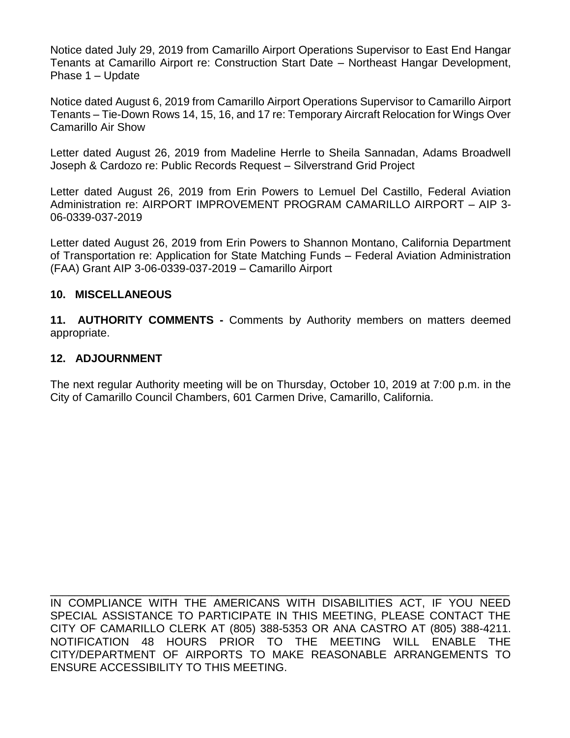Notice dated July 29, 2019 from Camarillo Airport Operations Supervisor to East End Hangar Tenants at Camarillo Airport re: Construction Start Date – Northeast Hangar Development, Phase 1 – Update

Notice dated August 6, 2019 from Camarillo Airport Operations Supervisor to Camarillo Airport Tenants – Tie-Down Rows 14, 15, 16, and 17 re: Temporary Aircraft Relocation for Wings Over Camarillo Air Show

Letter dated August 26, 2019 from Madeline Herrle to Sheila Sannadan, Adams Broadwell Joseph & Cardozo re: Public Records Request – Silverstrand Grid Project

Letter dated August 26, 2019 from Erin Powers to Lemuel Del Castillo, Federal Aviation Administration re: AIRPORT IMPROVEMENT PROGRAM CAMARILLO AIRPORT – AIP 3-06-0339-037-2019

Letter dated August 26, 2019 from Erin Powers to Shannon Montano, California Department of Transportation re: Application for State Matching Funds – Federal Aviation Administration (FAA) Grant AIP 3-06-0339-037-2019 – Camarillo Airport

**10. MISCELLANEOUS**

**11. AUTHORITY COMMENTS -** Comments by Authority members on matters deemed appropriate.

**12. ADJOURNMENT**

The next regular Authority meeting will be on Thursday, October 10, 2019 at 7:00 p.m. in the City of Camarillo Council Chambers, 601 Carmen Drive, Camarillo, California.

---

IN COMPLIANCE WITH THE AMERICANS WITH DISABILITIES ACT, IF YOU NEED SPECIAL ASSISTANCE TO PARTICIPATE IN THIS MEETING, PLEASE CONTACT THE CITY OF CAMARILLO CLERK AT (805) 388-5353 OR ANA CASTRO AT (805) 388-4211. NOTIFICATION 48 HOURS PRIOR TO THE MEETING WILL ENABLE THE CITY/DEPARTMENT OF AIRPORTS TO MAKE REASONABLE ARRANGEMENTS TO ENSURE ACCESSIBILITY TO THIS MEETING.